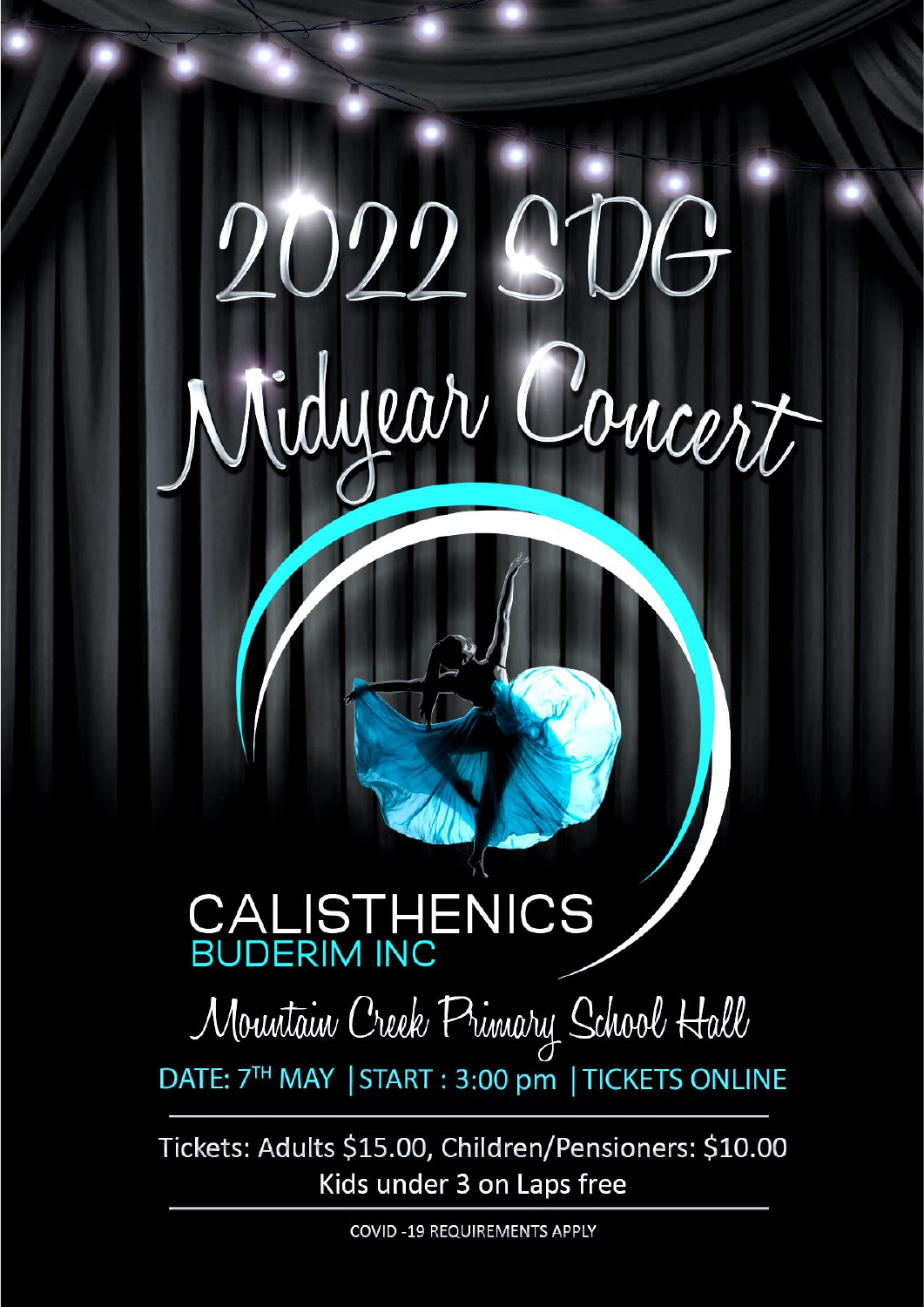# 2022 SDG Midyear Concert

## CALISTHENICS
### BUDERIM INC

## Mountain Creek Primary School Hall

DATE: 7TH MAY | START : 3:00 pm | TICKETS ONLINE

Tickets: Adults $15.00, Children/Pensioners: $10.00
Kids under 3 on Laps free

COVID -19 REQUIREMENTS APPLY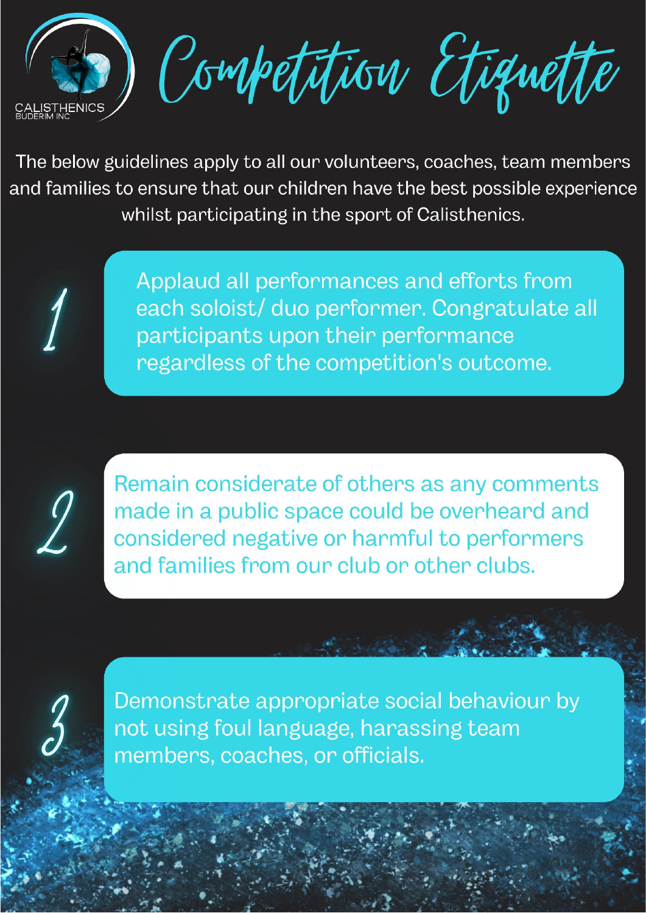CALISTHENICS
BUDERIM INC

# Competition Etiquette

The below guidelines apply to all our volunteers, coaches, team members and families to ensure that our children have the best possible experience whilst participating in the sport of Calisthenics.

1. Applaud all performances and efforts from each soloist/ duo performer. Congratulate all participants upon their performance regardless of the competition's outcome.

2. Remain considerate of others as any comments made in a public space could be overheard and considered negative or harmful to performers and families from our club or other clubs.

3. Demonstrate appropriate social behaviour by not using foul language, harassing team members, coaches, or officials.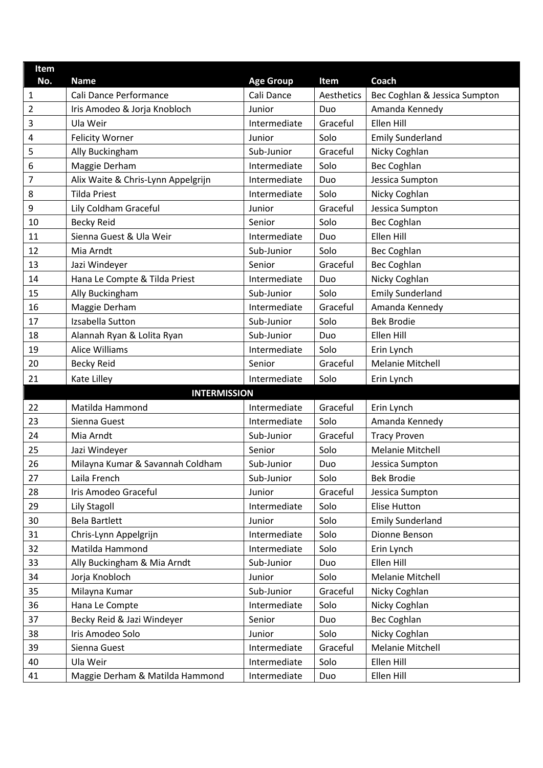| Item No. | Name | Age Group | Item | Coach |
|---|---|---|---|---|
| 1 | Cali Dance Performance | Cali Dance | Aesthetics | Bec Coghlan & Jessica Sumpton |
| 2 | Iris Amodeo & Jorja Knobloch | Junior | Duo | Amanda Kennedy |
| 3 | Ula Weir | Intermediate | Graceful | Ellen Hill |
| 4 | Felicity Worner | Junior | Solo | Emily Sunderland |
| 5 | Ally Buckingham | Sub-Junior | Graceful | Nicky Coghlan |
| 6 | Maggie Derham | Intermediate | Solo | Bec Coghlan |
| 7 | Alix Waite & Chris-Lynn Appelgrijn | Intermediate | Duo | Jessica Sumpton |
| 8 | Tilda Priest | Intermediate | Solo | Nicky Coghlan |
| 9 | Lily Coldham Graceful | Junior | Graceful | Jessica Sumpton |
| 10 | Becky Reid | Senior | Solo | Bec Coghlan |
| 11 | Sienna Guest & Ula Weir | Intermediate | Duo | Ellen Hill |
| 12 | Mia Arndt | Sub-Junior | Solo | Bec Coghlan |
| 13 | Jazi Windeyer | Senior | Graceful | Bec Coghlan |
| 14 | Hana Le Compte & Tilda Priest | Intermediate | Duo | Nicky Coghlan |
| 15 | Ally Buckingham | Sub-Junior | Solo | Emily Sunderland |
| 16 | Maggie Derham | Intermediate | Graceful | Amanda Kennedy |
| 17 | Izsabella Sutton | Sub-Junior | Solo | Bek Brodie |
| 18 | Alannah Ryan & Lolita Ryan | Sub-Junior | Duo | Ellen Hill |
| 19 | Alice Williams | Intermediate | Solo | Erin Lynch |
| 20 | Becky Reid | Senior | Graceful | Melanie Mitchell |
| 21 | Kate Lilley | Intermediate | Solo | Erin Lynch |
| | **INTERMISSION** | | | |
| 22 | Matilda Hammond | Intermediate | Graceful | Erin Lynch |
| 23 | Sienna Guest | Intermediate | Solo | Amanda Kennedy |
| 24 | Mia Arndt | Sub-Junior | Graceful | Tracy Proven |
| 25 | Jazi Windeyer | Senior | Solo | Melanie Mitchell |
| 26 | Milayna Kumar & Savannah Coldham | Sub-Junior | Duo | Jessica Sumpton |
| 27 | Laila French | Sub-Junior | Solo | Bek Brodie |
| 28 | Iris Amodeo Graceful | Junior | Graceful | Jessica Sumpton |
| 29 | Lily Stagoll | Intermediate | Solo | Elise Hutton |
| 30 | Bela Bartlett | Junior | Solo | Emily Sunderland |
| 31 | Chris-Lynn Appelgrijn | Intermediate | Solo | Dionne Benson |
| 32 | Matilda Hammond | Intermediate | Solo | Erin Lynch |
| 33 | Ally Buckingham & Mia Arndt | Sub-Junior | Duo | Ellen Hill |
| 34 | Jorja Knobloch | Junior | Solo | Melanie Mitchell |
| 35 | Milayna Kumar | Sub-Junior | Graceful | Nicky Coghlan |
| 36 | Hana Le Compte | Intermediate | Solo | Nicky Coghlan |
| 37 | Becky Reid & Jazi Windeyer | Senior | Duo | Bec Coghlan |
| 38 | Iris Amodeo Solo | Junior | Solo | Nicky Coghlan |
| 39 | Sienna Guest | Intermediate | Graceful | Melanie Mitchell |
| 40 | Ula Weir | Intermediate | Solo | Ellen Hill |
| 41 | Maggie Derham & Matilda Hammond | Intermediate | Duo | Ellen Hill |